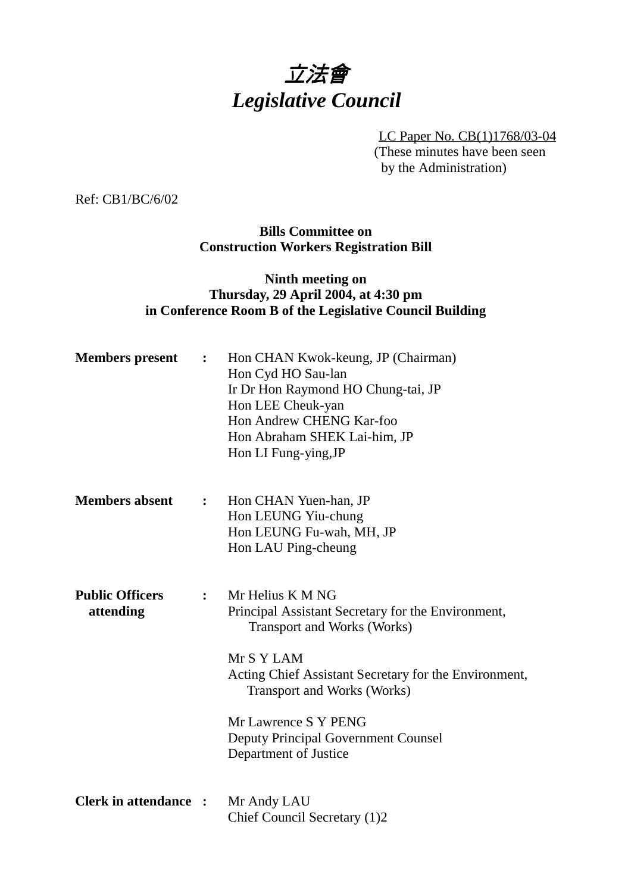# *立法會*
# *Legislative Council*

LC Paper No. CB(1)1768/03-04
(These minutes have been seen by the Administration)

Ref: CB1/BC/6/02

**Bills Committee on Construction Workers Registration Bill**

**Ninth meeting on Thursday, 29 April 2004, at 4:30 pm in Conference Room B of the Legislative Council Building**

**Members present :** Hon CHAN Kwok-keung, JP (Chairman)
Hon Cyd HO Sau-lan
Ir Dr Hon Raymond HO Chung-tai, JP
Hon LEE Cheuk-yan
Hon Andrew CHENG Kar-foo
Hon Abraham SHEK Lai-him, JP
Hon LI Fung-ying,JP

**Members absent :** Hon CHAN Yuen-han, JP
Hon LEUNG Yiu-chung
Hon LEUNG Fu-wah, MH, JP
Hon LAU Ping-cheung

**Public Officers attending :** Mr Helius K M NG
Principal Assistant Secretary for the Environment, Transport and Works (Works)

Mr S Y LAM
Acting Chief Assistant Secretary for the Environment, Transport and Works (Works)

Mr Lawrence S Y PENG
Deputy Principal Government Counsel
Department of Justice

**Clerk in attendance :** Mr Andy LAU
Chief Council Secretary (1)2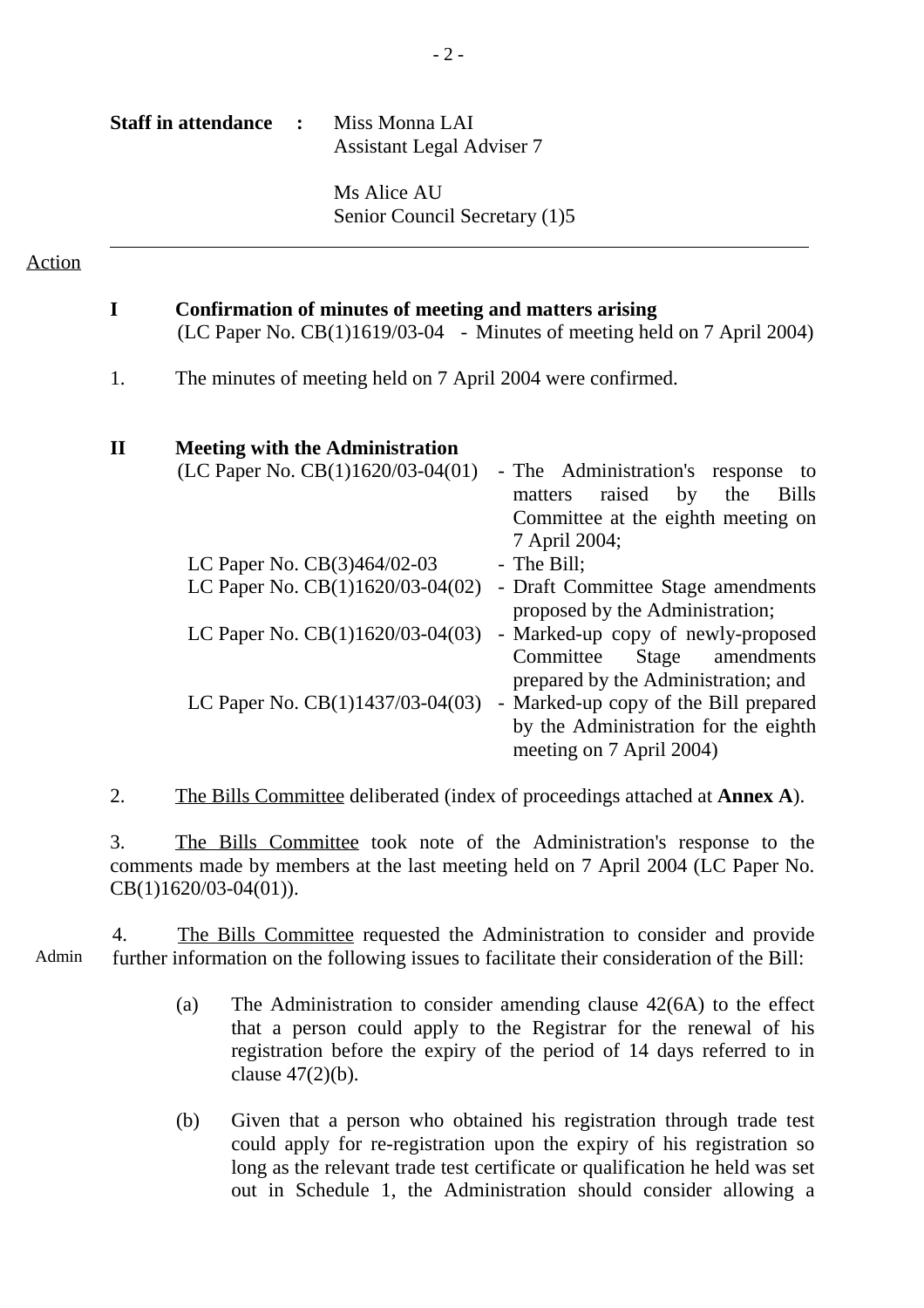**Staff in attendance** **:** Miss Monna LAI
Assistant Legal Adviser 7

Ms Alice AU
Senior Council Secretary (1)5

---

Action

**I** **Confirmation of minutes of meeting and matters arising**
(LC Paper No. CB(1)1619/03-04 - Minutes of meeting held on 7 April 2004)

1. The minutes of meeting held on 7 April 2004 were confirmed.

**II** **Meeting with the Administration**

| | |
|---|---|
| (LC Paper No. CB(1)1620/03-04(01) | - The Administration's response to matters raised by the Bills Committee at the eighth meeting on 7 April 2004; |
| LC Paper No. CB(3)464/02-03 | - The Bill; |
| LC Paper No. CB(1)1620/03-04(02) | - Draft Committee Stage amendments proposed by the Administration; |
| LC Paper No. CB(1)1620/03-04(03) | - Marked-up copy of newly-proposed Committee Stage amendments prepared by the Administration; and |
| LC Paper No. CB(1)1437/03-04(03) | - Marked-up copy of the Bill prepared by the Administration for the eighth meeting on 7 April 2004) |

2. The Bills Committee deliberated (index of proceedings attached at **Annex A**).

3. The Bills Committee took note of the Administration's response to the comments made by members at the last meeting held on 7 April 2004 (LC Paper No. CB(1)1620/03-04(01)).

Admin

4. The Bills Committee requested the Administration to consider and provide further information on the following issues to facilitate their consideration of the Bill:

(a) The Administration to consider amending clause 42(6A) to the effect that a person could apply to the Registrar for the renewal of his registration before the expiry of the period of 14 days referred to in clause 47(2)(b).

(b) Given that a person who obtained his registration through trade test could apply for re-registration upon the expiry of his registration so long as the relevant trade test certificate or qualification he held was set out in Schedule 1, the Administration should consider allowing a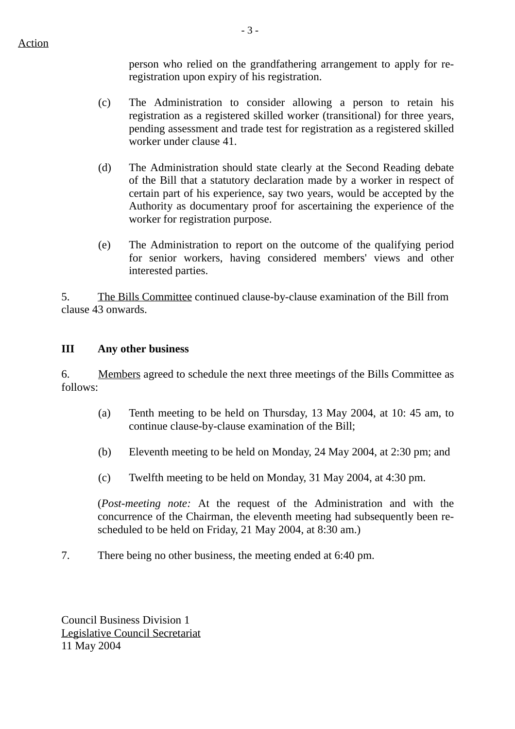Action

person who relied on the grandfathering arrangement to apply for re-registration upon expiry of his registration.

(c) The Administration to consider allowing a person to retain his registration as a registered skilled worker (transitional) for three years, pending assessment and trade test for registration as a registered skilled worker under clause 41.

(d) The Administration should state clearly at the Second Reading debate of the Bill that a statutory declaration made by a worker in respect of certain part of his experience, say two years, would be accepted by the Authority as documentary proof for ascertaining the experience of the worker for registration purpose.

(e) The Administration to report on the outcome of the qualifying period for senior workers, having considered members' views and other interested parties.

5. The Bills Committee continued clause-by-clause examination of the Bill from clause 43 onwards.

**III Any other business**

6. Members agreed to schedule the next three meetings of the Bills Committee as follows:

(a) Tenth meeting to be held on Thursday, 13 May 2004, at 10: 45 am, to continue clause-by-clause examination of the Bill;

(b) Eleventh meeting to be held on Monday, 24 May 2004, at 2:30 pm; and

(c) Twelfth meeting to be held on Monday, 31 May 2004, at 4:30 pm.

(*Post-meeting note:* At the request of the Administration and with the concurrence of the Chairman, the eleventh meeting had subsequently been re-scheduled to be held on Friday, 21 May 2004, at 8:30 am.)

7. There being no other business, the meeting ended at 6:40 pm.

Council Business Division 1
Legislative Council Secretariat
11 May 2004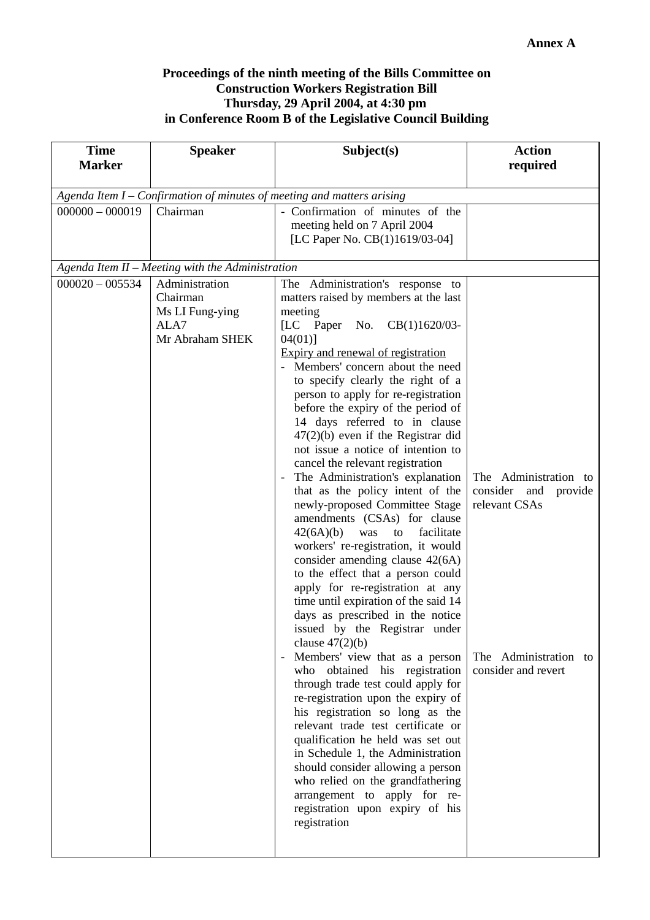**Annex A**

**Proceedings of the ninth meeting of the Bills Committee on Construction Workers Registration Bill Thursday, 29 April 2004, at 4:30 pm in Conference Room B of the Legislative Council Building**

| Time Marker | Speaker | Subject(s) | Action required |
|---|---|---|---|
| *Agenda Item I – Confirmation of minutes of meeting and matters arising* | | | |
| 000000 – 000019 | Chairman | - Confirmation of minutes of the meeting held on 7 April 2004 [LC Paper No. CB(1)1619/03-04] | |
| *Agenda Item II – Meeting with the Administration* | | | |
| 000020 – 005534 | Administration<br>Chairman<br>Ms LI Fung-ying<br>ALA7<br>Mr Abraham SHEK | The Administration's response to matters raised by members at the last meeting [LC Paper No. CB(1)1620/03-04(01)]<br><u>Expiry and renewal of registration</u><br>- Members' concern about the need to specify clearly the right of a person to apply for re-registration before the expiry of the period of 14 days referred to in clause 47(2)(b) even if the Registrar did not issue a notice of intention to cancel the relevant registration<br>- The Administration's explanation that as the policy intent of the newly-proposed Committee Stage amendments (CSAs) for clause 42(6A)(b) was to facilitate workers' re-registration, it would consider amending clause 42(6A) to the effect that a person could apply for re-registration at any time until expiration of the said 14 days as prescribed in the notice issued by the Registrar under clause 47(2)(b)<br>- Members' view that as a person who obtained his registration through trade test could apply for re-registration upon the expiry of his registration so long as the relevant trade test certificate or qualification he held was set out in Schedule 1, the Administration should consider allowing a person who relied on the grandfathering arrangement to apply for re-registration upon expiry of his registration | The Administration to consider and provide relevant CSAs<br><br>The Administration to consider and revert |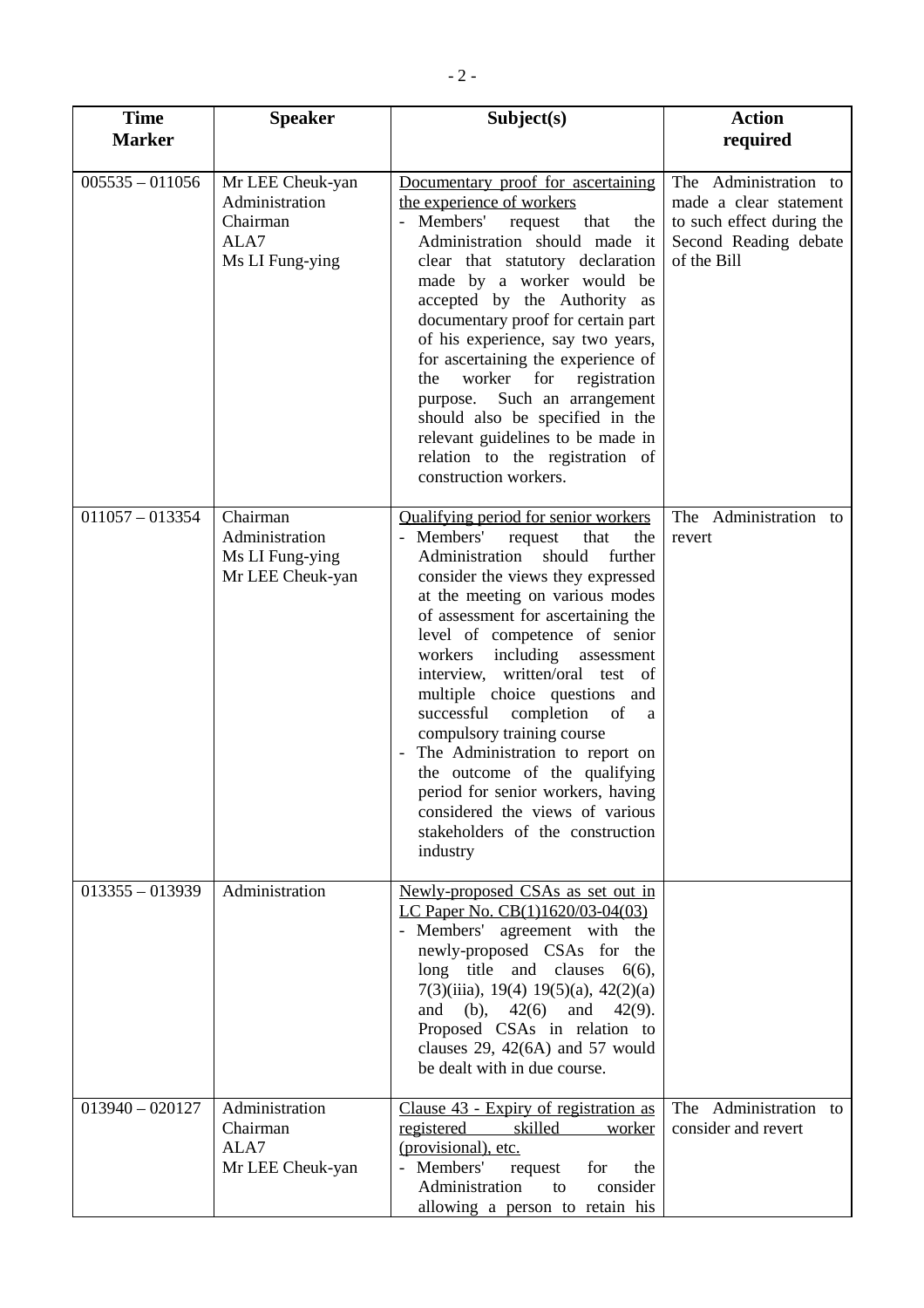| Time Marker | Speaker | Subject(s) | Action required |
|---|---|---|---|
| 005535 – 011056 | Mr LEE Cheuk-yan<br>Administration<br>Chairman<br>ALA7<br>Ms LI Fung-ying | Documentary proof for ascertaining the experience of workers<br>- Members' request that the Administration should made it clear that statutory declaration made by a worker would be accepted by the Authority as documentary proof for certain part of his experience, say two years, for ascertaining the experience of the worker for registration purpose. Such an arrangement should also be specified in the relevant guidelines to be made in relation to the registration of construction workers. | The Administration to made a clear statement to such effect during the Second Reading debate of the Bill |
| 011057 – 013354 | Chairman<br>Administration<br>Ms LI Fung-ying<br>Mr LEE Cheuk-yan | Qualifying period for senior workers<br>- Members' request that the Administration should further consider the views they expressed at the meeting on various modes of assessment for ascertaining the level of competence of senior workers including assessment interview, written/oral test of multiple choice questions and successful completion of a compulsory training course<br>- The Administration to report on the outcome of the qualifying period for senior workers, having considered the views of various stakeholders of the construction industry | The Administration to revert |
| 013355 – 013939 | Administration | Newly-proposed CSAs as set out in LC Paper No. CB(1)1620/03-04(03)<br>- Members' agreement with the newly-proposed CSAs for the long title and clauses 6(6), 7(3)(iiia), 19(4) 19(5)(a), 42(2)(a) and (b), 42(6) and 42(9). Proposed CSAs in relation to clauses 29, 42(6A) and 57 would be dealt with in due course. | |
| 013940 – 020127 | Administration<br>Chairman<br>ALA7<br>Mr LEE Cheuk-yan | Clause 43 - Expiry of registration as registered skilled worker (provisional), etc.<br>- Members' request for the Administration to consider allowing a person to retain his | The Administration to consider and revert |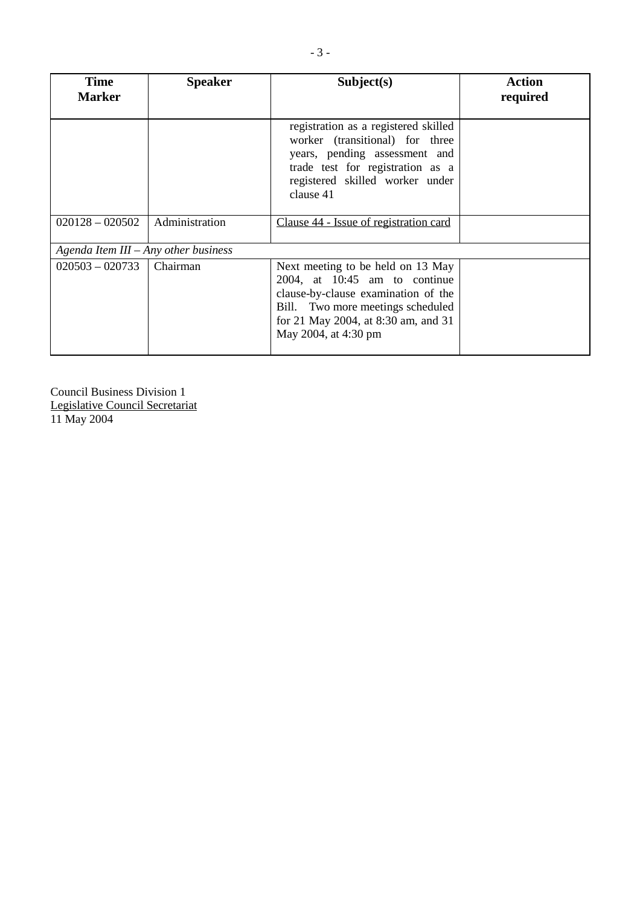| Time Marker | Speaker | Subject(s) | Action required |
|---|---|---|---|
| | | registration as a registered skilled worker (transitional) for three years, pending assessment and trade test for registration as a registered skilled worker under clause 41 | |
| 020128 – 020502 | Administration | Clause 44 - Issue of registration card | |
| *Agenda Item III – Any other business* | | | |
| 020503 – 020733 | Chairman | Next meeting to be held on 13 May 2004, at 10:45 am to continue clause-by-clause examination of the Bill. Two more meetings scheduled for 21 May 2004, at 8:30 am, and 31 May 2004, at 4:30 pm | |

Council Business Division 1
Legislative Council Secretariat
11 May 2004